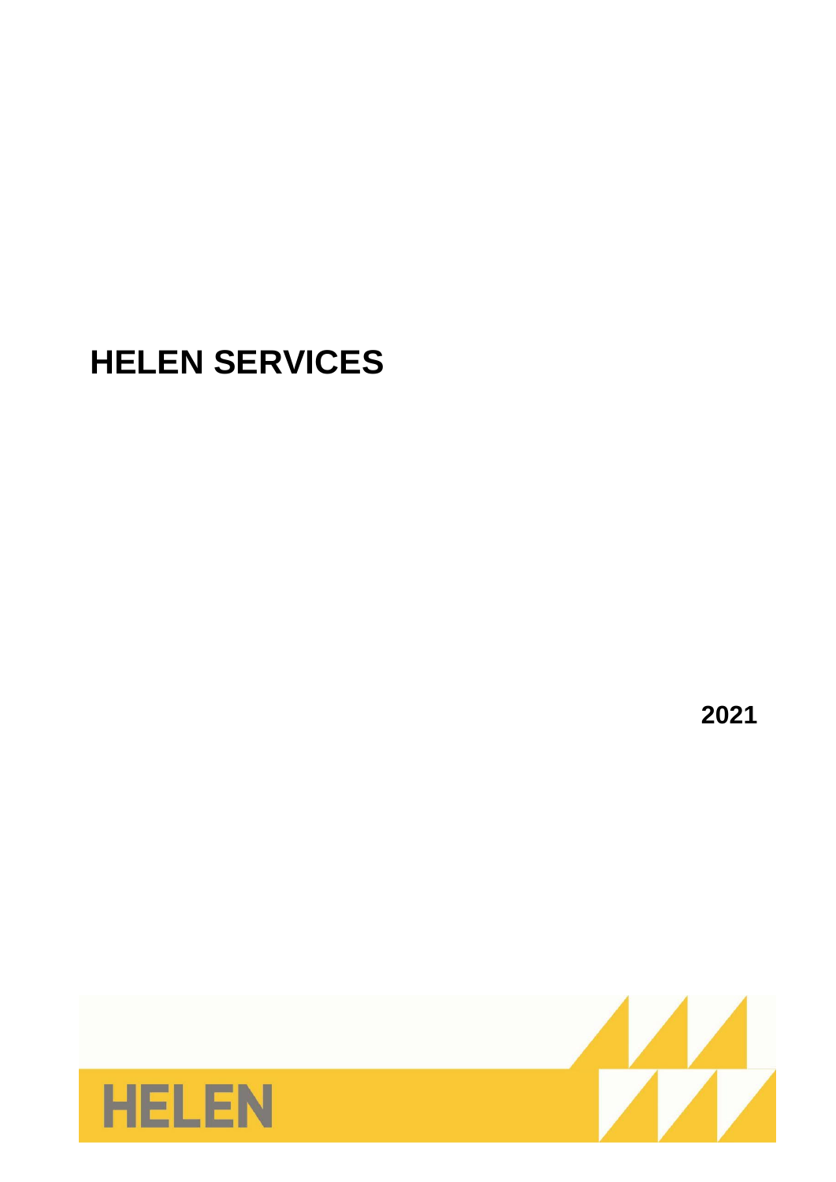# HELEN SERVICES

**2021**

HELEN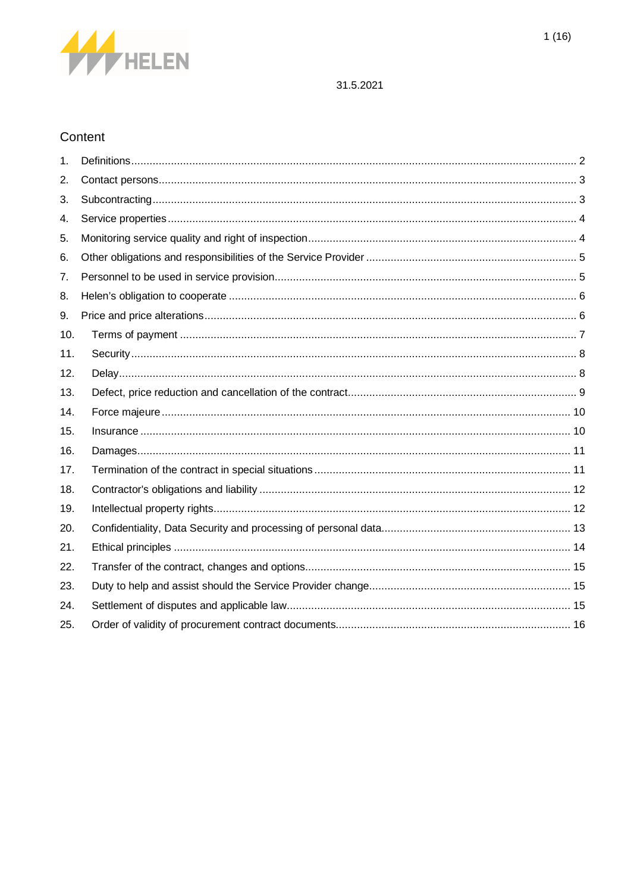31.5.2021

## Content

1. Definitions ........................................................................ 2
2. Contact persons ........................................................................ 3
3. Subcontracting ........................................................................ 3
4. Service properties ........................................................................ 4
5. Monitoring service quality and right of inspection ........................................................................ 4
6. Other obligations and responsibilities of the Service Provider ........................................................................ 5
7. Personnel to be used in service provision ........................................................................ 5
8. Helen's obligation to cooperate ........................................................................ 6
9. Price and price alterations ........................................................................ 6
10. Terms of payment ........................................................................ 7
11. Security ........................................................................ 8
12. Delay ........................................................................ 8
13. Defect, price reduction and cancellation of the contract ........................................................................ 9
14. Force majeure ........................................................................ 10
15. Insurance ........................................................................ 10
16. Damages ........................................................................ 11
17. Termination of the contract in special situations ........................................................................ 11
18. Contractor's obligations and liability ........................................................................ 12
19. Intellectual property rights ........................................................................ 12
20. Confidentiality, Data Security and processing of personal data ........................................................................ 13
21. Ethical principles ........................................................................ 14
22. Transfer of the contract, changes and options ........................................................................ 15
23. Duty to help and assist should the Service Provider change ........................................................................ 15
24. Settlement of disputes and applicable law ........................................................................ 15
25. Order of validity of procurement contract documents ........................................................................ 16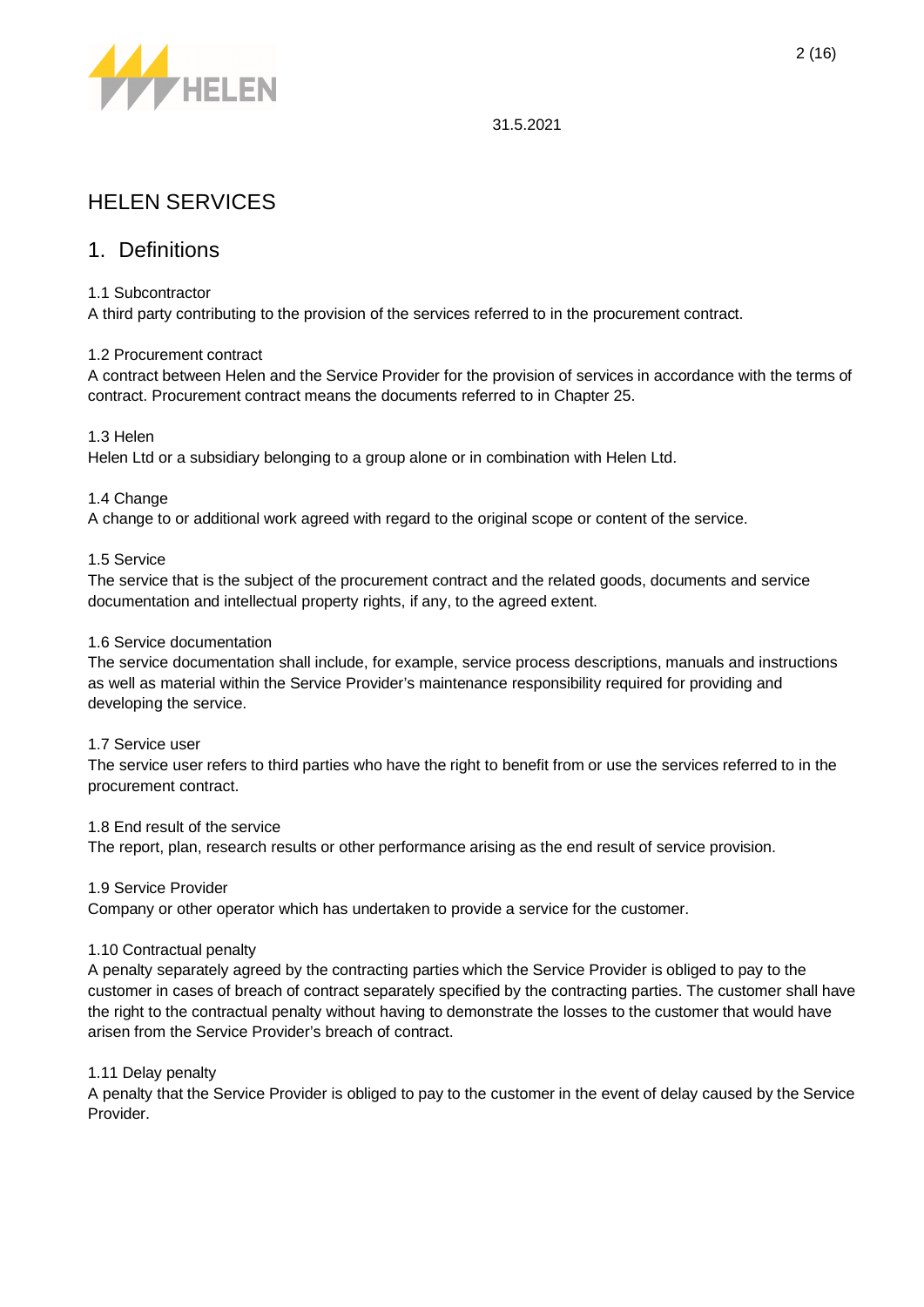31.5.2021

# HELEN SERVICES

## 1. Definitions

1.1 Subcontractor
A third party contributing to the provision of the services referred to in the procurement contract.

1.2 Procurement contract
A contract between Helen and the Service Provider for the provision of services in accordance with the terms of contract. Procurement contract means the documents referred to in Chapter 25.

1.3 Helen
Helen Ltd or a subsidiary belonging to a group alone or in combination with Helen Ltd.

1.4 Change
A change to or additional work agreed with regard to the original scope or content of the service.

1.5 Service
The service that is the subject of the procurement contract and the related goods, documents and service documentation and intellectual property rights, if any, to the agreed extent.

1.6 Service documentation
The service documentation shall include, for example, service process descriptions, manuals and instructions as well as material within the Service Provider's maintenance responsibility required for providing and developing the service.

1.7 Service user
The service user refers to third parties who have the right to benefit from or use the services referred to in the procurement contract.

1.8 End result of the service
The report, plan, research results or other performance arising as the end result of service provision.

1.9 Service Provider
Company or other operator which has undertaken to provide a service for the customer.

1.10 Contractual penalty
A penalty separately agreed by the contracting parties which the Service Provider is obliged to pay to the customer in cases of breach of contract separately specified by the contracting parties. The customer shall have the right to the contractual penalty without having to demonstrate the losses to the customer that would have arisen from the Service Provider's breach of contract.

1.11 Delay penalty
A penalty that the Service Provider is obliged to pay to the customer in the event of delay caused by the Service Provider.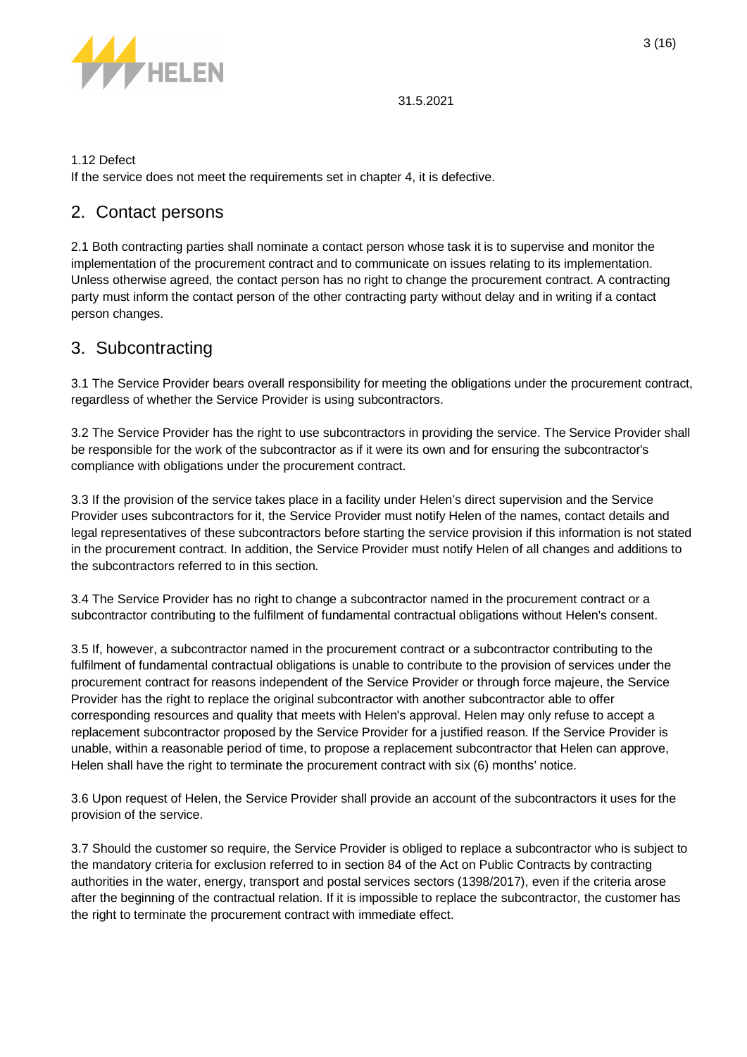1.12 Defect

If the service does not meet the requirements set in chapter 4, it is defective.

## 2. Contact persons

2.1 Both contracting parties shall nominate a contact person whose task it is to supervise and monitor the implementation of the procurement contract and to communicate on issues relating to its implementation. Unless otherwise agreed, the contact person has no right to change the procurement contract. A contracting party must inform the contact person of the other contracting party without delay and in writing if a contact person changes.

## 3. Subcontracting

3.1 The Service Provider bears overall responsibility for meeting the obligations under the procurement contract, regardless of whether the Service Provider is using subcontractors.

3.2 The Service Provider has the right to use subcontractors in providing the service. The Service Provider shall be responsible for the work of the subcontractor as if it were its own and for ensuring the subcontractor's compliance with obligations under the procurement contract.

3.3 If the provision of the service takes place in a facility under Helen's direct supervision and the Service Provider uses subcontractors for it, the Service Provider must notify Helen of the names, contact details and legal representatives of these subcontractors before starting the service provision if this information is not stated in the procurement contract. In addition, the Service Provider must notify Helen of all changes and additions to the subcontractors referred to in this section.

3.4 The Service Provider has no right to change a subcontractor named in the procurement contract or a subcontractor contributing to the fulfilment of fundamental contractual obligations without Helen's consent.

3.5 If, however, a subcontractor named in the procurement contract or a subcontractor contributing to the fulfilment of fundamental contractual obligations is unable to contribute to the provision of services under the procurement contract for reasons independent of the Service Provider or through force majeure, the Service Provider has the right to replace the original subcontractor with another subcontractor able to offer corresponding resources and quality that meets with Helen's approval. Helen may only refuse to accept a replacement subcontractor proposed by the Service Provider for a justified reason. If the Service Provider is unable, within a reasonable period of time, to propose a replacement subcontractor that Helen can approve, Helen shall have the right to terminate the procurement contract with six (6) months' notice.

3.6 Upon request of Helen, the Service Provider shall provide an account of the subcontractors it uses for the provision of the service.

3.7 Should the customer so require, the Service Provider is obliged to replace a subcontractor who is subject to the mandatory criteria for exclusion referred to in section 84 of the Act on Public Contracts by contracting authorities in the water, energy, transport and postal services sectors (1398/2017), even if the criteria arose after the beginning of the contractual relation. If it is impossible to replace the subcontractor, the customer has the right to terminate the procurement contract with immediate effect.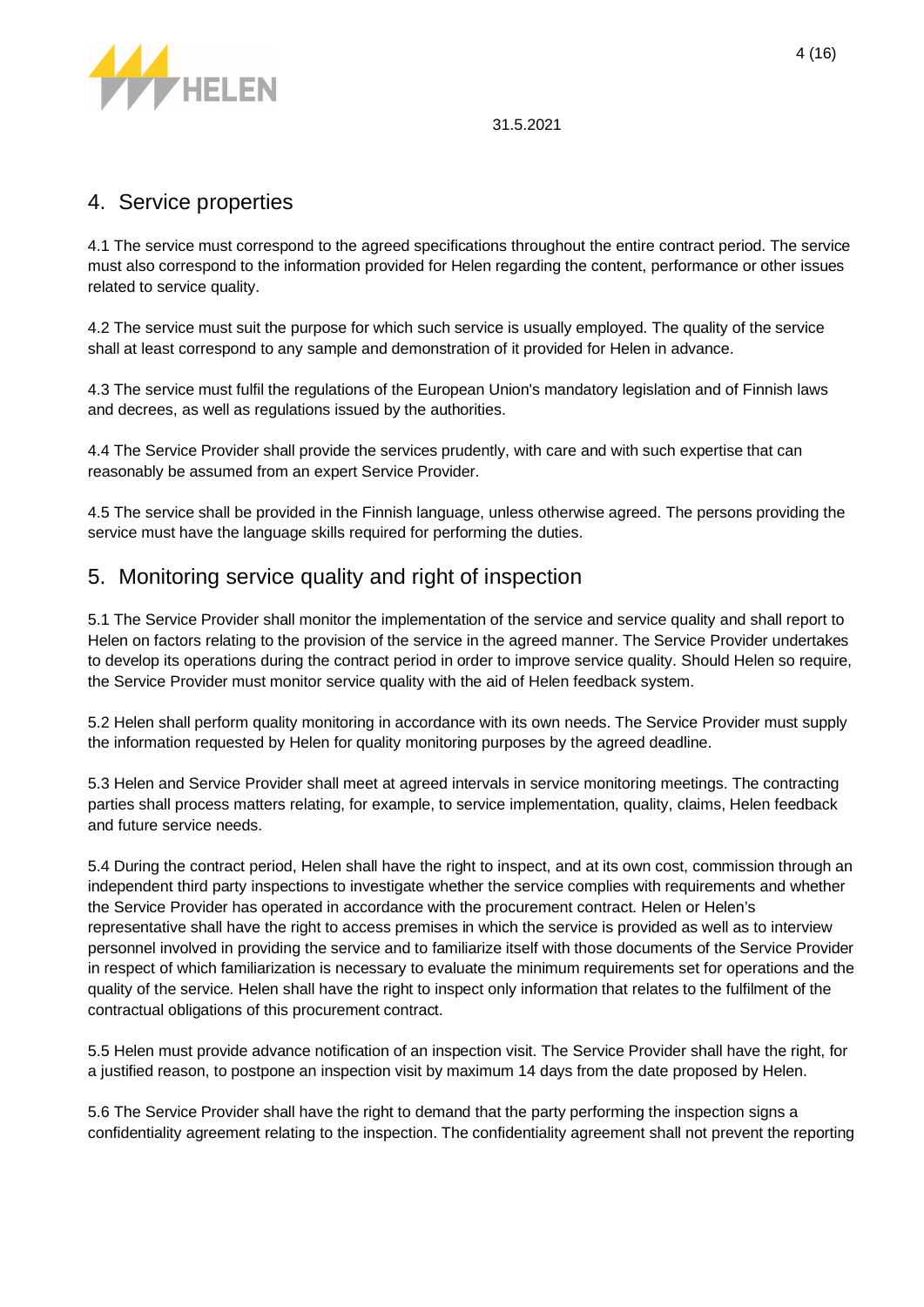31.5.2021

## 4. Service properties

4.1 The service must correspond to the agreed specifications throughout the entire contract period. The service must also correspond to the information provided for Helen regarding the content, performance or other issues related to service quality.

4.2 The service must suit the purpose for which such service is usually employed. The quality of the service shall at least correspond to any sample and demonstration of it provided for Helen in advance.

4.3 The service must fulfil the regulations of the European Union's mandatory legislation and of Finnish laws and decrees, as well as regulations issued by the authorities.

4.4 The Service Provider shall provide the services prudently, with care and with such expertise that can reasonably be assumed from an expert Service Provider.

4.5 The service shall be provided in the Finnish language, unless otherwise agreed. The persons providing the service must have the language skills required for performing the duties.

## 5. Monitoring service quality and right of inspection

5.1 The Service Provider shall monitor the implementation of the service and service quality and shall report to Helen on factors relating to the provision of the service in the agreed manner. The Service Provider undertakes to develop its operations during the contract period in order to improve service quality. Should Helen so require, the Service Provider must monitor service quality with the aid of Helen feedback system.

5.2 Helen shall perform quality monitoring in accordance with its own needs. The Service Provider must supply the information requested by Helen for quality monitoring purposes by the agreed deadline.

5.3 Helen and Service Provider shall meet at agreed intervals in service monitoring meetings. The contracting parties shall process matters relating, for example, to service implementation, quality, claims, Helen feedback and future service needs.

5.4 During the contract period, Helen shall have the right to inspect, and at its own cost, commission through an independent third party inspections to investigate whether the service complies with requirements and whether the Service Provider has operated in accordance with the procurement contract. Helen or Helen's representative shall have the right to access premises in which the service is provided as well as to interview personnel involved in providing the service and to familiarize itself with those documents of the Service Provider in respect of which familiarization is necessary to evaluate the minimum requirements set for operations and the quality of the service. Helen shall have the right to inspect only information that relates to the fulfilment of the contractual obligations of this procurement contract.

5.5 Helen must provide advance notification of an inspection visit. The Service Provider shall have the right, for a justified reason, to postpone an inspection visit by maximum 14 days from the date proposed by Helen.

5.6 The Service Provider shall have the right to demand that the party performing the inspection signs a confidentiality agreement relating to the inspection. The confidentiality agreement shall not prevent the reporting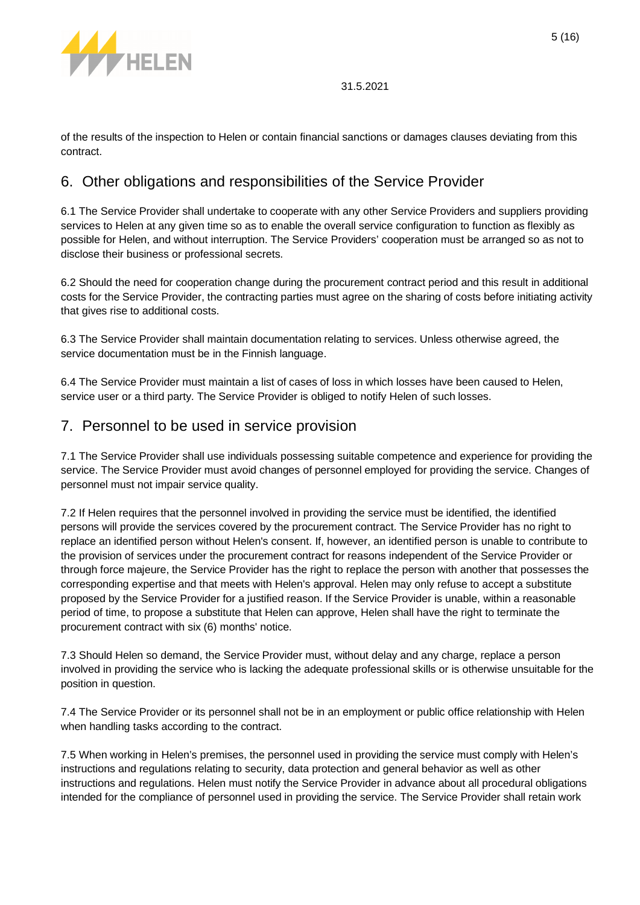of the results of the inspection to Helen or contain financial sanctions or damages clauses deviating from this contract.

## 6. Other obligations and responsibilities of the Service Provider

6.1 The Service Provider shall undertake to cooperate with any other Service Providers and suppliers providing services to Helen at any given time so as to enable the overall service configuration to function as flexibly as possible for Helen, and without interruption. The Service Providers' cooperation must be arranged so as not to disclose their business or professional secrets.

6.2 Should the need for cooperation change during the procurement contract period and this result in additional costs for the Service Provider, the contracting parties must agree on the sharing of costs before initiating activity that gives rise to additional costs.

6.3 The Service Provider shall maintain documentation relating to services. Unless otherwise agreed, the service documentation must be in the Finnish language.

6.4 The Service Provider must maintain a list of cases of loss in which losses have been caused to Helen, service user or a third party. The Service Provider is obliged to notify Helen of such losses.

## 7. Personnel to be used in service provision

7.1 The Service Provider shall use individuals possessing suitable competence and experience for providing the service. The Service Provider must avoid changes of personnel employed for providing the service. Changes of personnel must not impair service quality.

7.2 If Helen requires that the personnel involved in providing the service must be identified, the identified persons will provide the services covered by the procurement contract. The Service Provider has no right to replace an identified person without Helen's consent. If, however, an identified person is unable to contribute to the provision of services under the procurement contract for reasons independent of the Service Provider or through force majeure, the Service Provider has the right to replace the person with another that possesses the corresponding expertise and that meets with Helen's approval. Helen may only refuse to accept a substitute proposed by the Service Provider for a justified reason. If the Service Provider is unable, within a reasonable period of time, to propose a substitute that Helen can approve, Helen shall have the right to terminate the procurement contract with six (6) months' notice.

7.3 Should Helen so demand, the Service Provider must, without delay and any charge, replace a person involved in providing the service who is lacking the adequate professional skills or is otherwise unsuitable for the position in question.

7.4 The Service Provider or its personnel shall not be in an employment or public office relationship with Helen when handling tasks according to the contract.

7.5 When working in Helen's premises, the personnel used in providing the service must comply with Helen's instructions and regulations relating to security, data protection and general behavior as well as other instructions and regulations. Helen must notify the Service Provider in advance about all procedural obligations intended for the compliance of personnel used in providing the service. The Service Provider shall retain work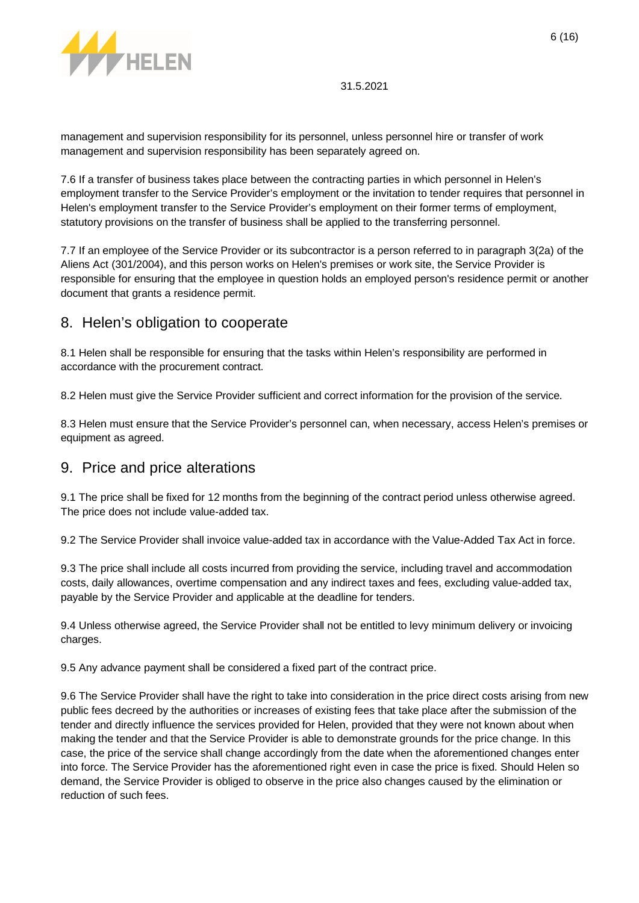management and supervision responsibility for its personnel, unless personnel hire or transfer of work management and supervision responsibility has been separately agreed on.

7.6 If a transfer of business takes place between the contracting parties in which personnel in Helen's employment transfer to the Service Provider's employment or the invitation to tender requires that personnel in Helen's employment transfer to the Service Provider's employment on their former terms of employment, statutory provisions on the transfer of business shall be applied to the transferring personnel.

7.7 If an employee of the Service Provider or its subcontractor is a person referred to in paragraph 3(2a) of the Aliens Act (301/2004), and this person works on Helen's premises or work site, the Service Provider is responsible for ensuring that the employee in question holds an employed person's residence permit or another document that grants a residence permit.

## 8. Helen's obligation to cooperate

8.1 Helen shall be responsible for ensuring that the tasks within Helen's responsibility are performed in accordance with the procurement contract.

8.2 Helen must give the Service Provider sufficient and correct information for the provision of the service.

8.3 Helen must ensure that the Service Provider's personnel can, when necessary, access Helen's premises or equipment as agreed.

## 9. Price and price alterations

9.1 The price shall be fixed for 12 months from the beginning of the contract period unless otherwise agreed. The price does not include value-added tax.

9.2 The Service Provider shall invoice value-added tax in accordance with the Value-Added Tax Act in force.

9.3 The price shall include all costs incurred from providing the service, including travel and accommodation costs, daily allowances, overtime compensation and any indirect taxes and fees, excluding value-added tax, payable by the Service Provider and applicable at the deadline for tenders.

9.4 Unless otherwise agreed, the Service Provider shall not be entitled to levy minimum delivery or invoicing charges.

9.5 Any advance payment shall be considered a fixed part of the contract price.

9.6 The Service Provider shall have the right to take into consideration in the price direct costs arising from new public fees decreed by the authorities or increases of existing fees that take place after the submission of the tender and directly influence the services provided for Helen, provided that they were not known about when making the tender and that the Service Provider is able to demonstrate grounds for the price change. In this case, the price of the service shall change accordingly from the date when the aforementioned changes enter into force. The Service Provider has the aforementioned right even in case the price is fixed. Should Helen so demand, the Service Provider is obliged to observe in the price also changes caused by the elimination or reduction of such fees.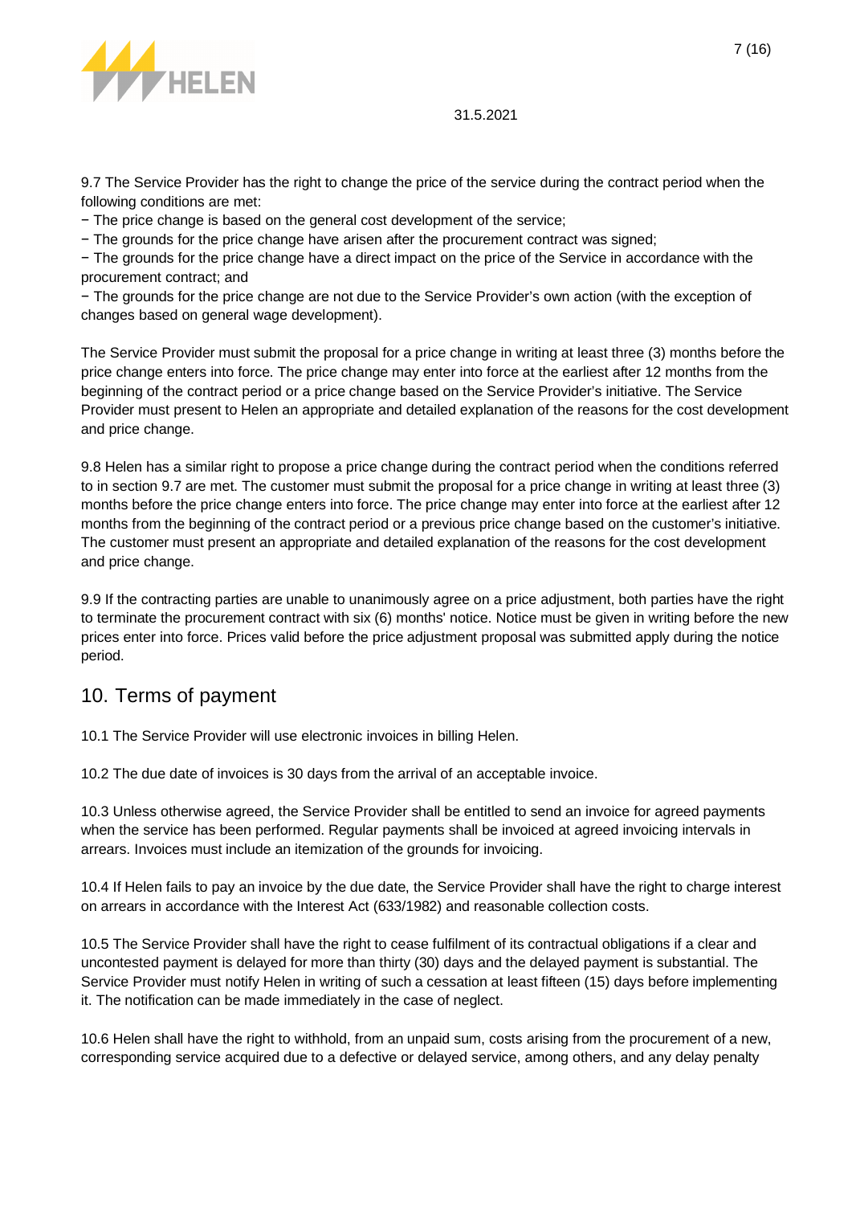9.7 The Service Provider has the right to change the price of the service during the contract period when the following conditions are met:

− The price change is based on the general cost development of the service;
− The grounds for the price change have arisen after the procurement contract was signed;
− The grounds for the price change have a direct impact on the price of the Service in accordance with the procurement contract; and
− The grounds for the price change are not due to the Service Provider's own action (with the exception of changes based on general wage development).

The Service Provider must submit the proposal for a price change in writing at least three (3) months before the price change enters into force. The price change may enter into force at the earliest after 12 months from the beginning of the contract period or a price change based on the Service Provider's initiative. The Service Provider must present to Helen an appropriate and detailed explanation of the reasons for the cost development and price change.

9.8 Helen has a similar right to propose a price change during the contract period when the conditions referred to in section 9.7 are met. The customer must submit the proposal for a price change in writing at least three (3) months before the price change enters into force. The price change may enter into force at the earliest after 12 months from the beginning of the contract period or a previous price change based on the customer's initiative. The customer must present an appropriate and detailed explanation of the reasons for the cost development and price change.

9.9 If the contracting parties are unable to unanimously agree on a price adjustment, both parties have the right to terminate the procurement contract with six (6) months' notice. Notice must be given in writing before the new prices enter into force. Prices valid before the price adjustment proposal was submitted apply during the notice period.

## 10. Terms of payment

10.1 The Service Provider will use electronic invoices in billing Helen.

10.2 The due date of invoices is 30 days from the arrival of an acceptable invoice.

10.3 Unless otherwise agreed, the Service Provider shall be entitled to send an invoice for agreed payments when the service has been performed. Regular payments shall be invoiced at agreed invoicing intervals in arrears. Invoices must include an itemization of the grounds for invoicing.

10.4 If Helen fails to pay an invoice by the due date, the Service Provider shall have the right to charge interest on arrears in accordance with the Interest Act (633/1982) and reasonable collection costs.

10.5 The Service Provider shall have the right to cease fulfilment of its contractual obligations if a clear and uncontested payment is delayed for more than thirty (30) days and the delayed payment is substantial. The Service Provider must notify Helen in writing of such a cessation at least fifteen (15) days before implementing it. The notification can be made immediately in the case of neglect.

10.6 Helen shall have the right to withhold, from an unpaid sum, costs arising from the procurement of a new, corresponding service acquired due to a defective or delayed service, among others, and any delay penalty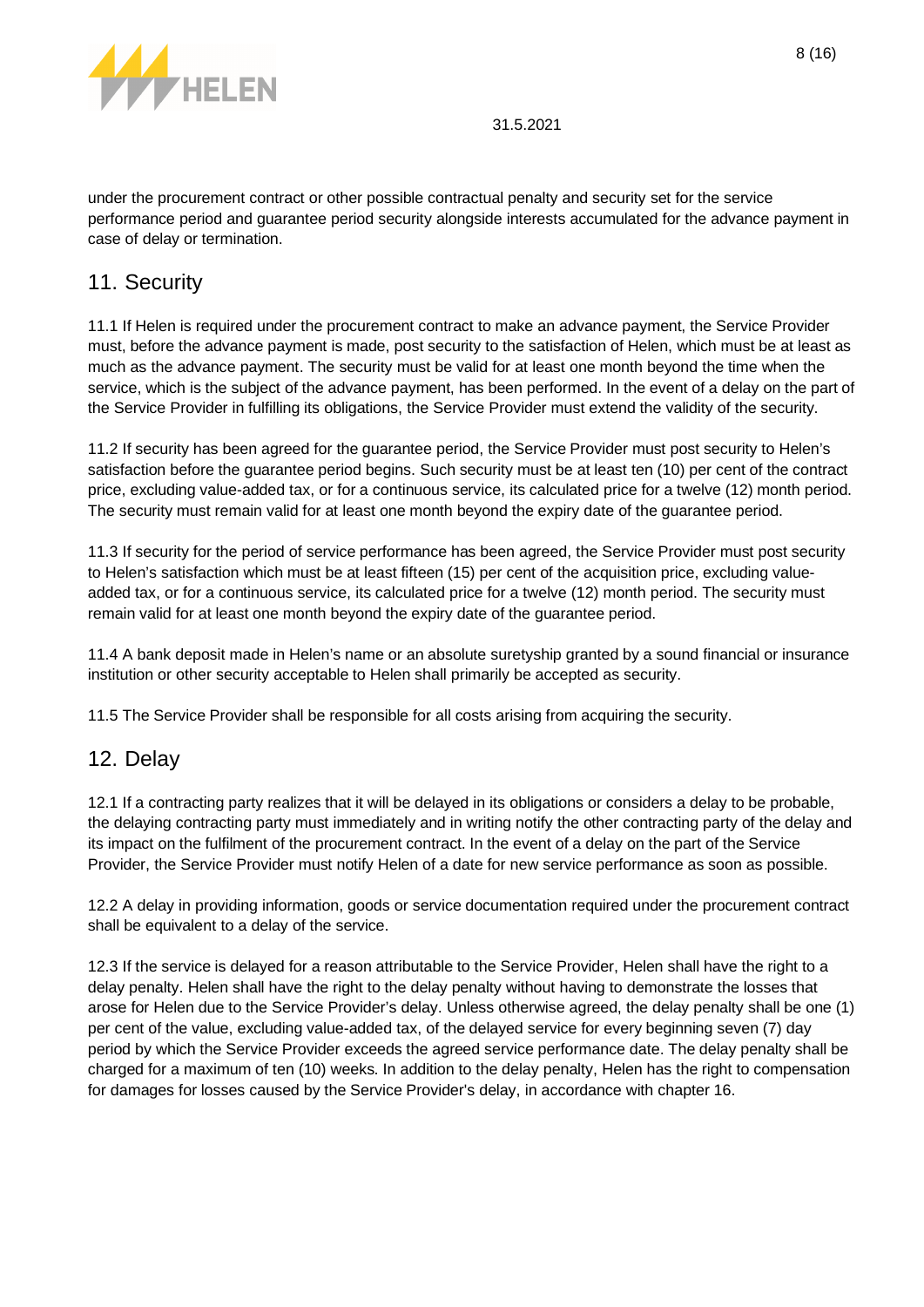under the procurement contract or other possible contractual penalty and security set for the service performance period and guarantee period security alongside interests accumulated for the advance payment in case of delay or termination.

## 11. Security

11.1 If Helen is required under the procurement contract to make an advance payment, the Service Provider must, before the advance payment is made, post security to the satisfaction of Helen, which must be at least as much as the advance payment. The security must be valid for at least one month beyond the time when the service, which is the subject of the advance payment, has been performed. In the event of a delay on the part of the Service Provider in fulfilling its obligations, the Service Provider must extend the validity of the security.

11.2 If security has been agreed for the guarantee period, the Service Provider must post security to Helen's satisfaction before the guarantee period begins. Such security must be at least ten (10) per cent of the contract price, excluding value-added tax, or for a continuous service, its calculated price for a twelve (12) month period. The security must remain valid for at least one month beyond the expiry date of the guarantee period.

11.3 If security for the period of service performance has been agreed, the Service Provider must post security to Helen's satisfaction which must be at least fifteen (15) per cent of the acquisition price, excluding value-added tax, or for a continuous service, its calculated price for a twelve (12) month period. The security must remain valid for at least one month beyond the expiry date of the guarantee period.

11.4 A bank deposit made in Helen's name or an absolute suretyship granted by a sound financial or insurance institution or other security acceptable to Helen shall primarily be accepted as security.

11.5 The Service Provider shall be responsible for all costs arising from acquiring the security.

## 12. Delay

12.1 If a contracting party realizes that it will be delayed in its obligations or considers a delay to be probable, the delaying contracting party must immediately and in writing notify the other contracting party of the delay and its impact on the fulfilment of the procurement contract. In the event of a delay on the part of the Service Provider, the Service Provider must notify Helen of a date for new service performance as soon as possible.

12.2 A delay in providing information, goods or service documentation required under the procurement contract shall be equivalent to a delay of the service.

12.3 If the service is delayed for a reason attributable to the Service Provider, Helen shall have the right to a delay penalty. Helen shall have the right to the delay penalty without having to demonstrate the losses that arose for Helen due to the Service Provider's delay. Unless otherwise agreed, the delay penalty shall be one (1) per cent of the value, excluding value-added tax, of the delayed service for every beginning seven (7) day period by which the Service Provider exceeds the agreed service performance date. The delay penalty shall be charged for a maximum of ten (10) weeks. In addition to the delay penalty, Helen has the right to compensation for damages for losses caused by the Service Provider's delay, in accordance with chapter 16.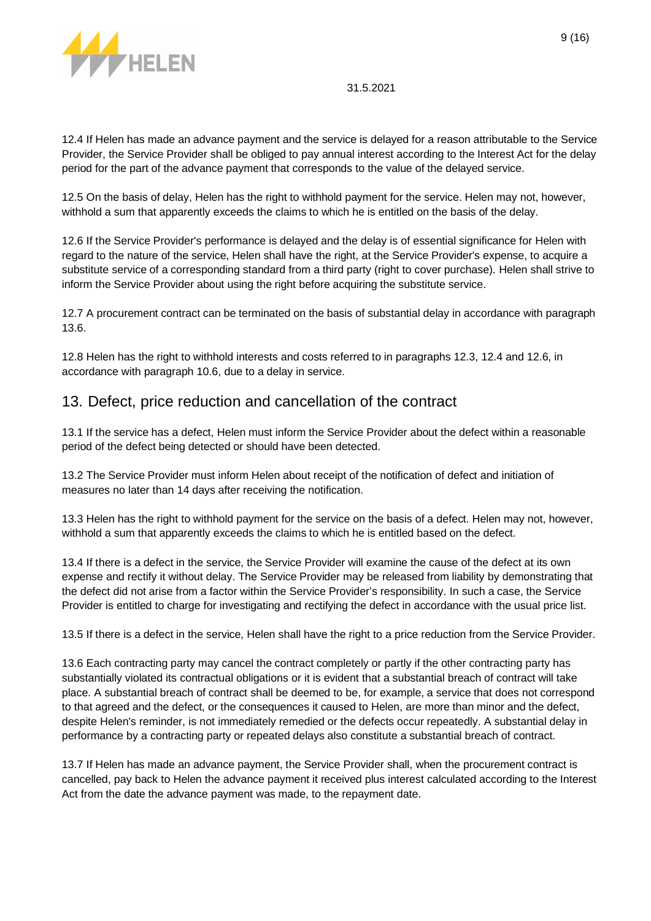12.4 If Helen has made an advance payment and the service is delayed for a reason attributable to the Service Provider, the Service Provider shall be obliged to pay annual interest according to the Interest Act for the delay period for the part of the advance payment that corresponds to the value of the delayed service.

12.5 On the basis of delay, Helen has the right to withhold payment for the service. Helen may not, however, withhold a sum that apparently exceeds the claims to which he is entitled on the basis of the delay.

12.6 If the Service Provider's performance is delayed and the delay is of essential significance for Helen with regard to the nature of the service, Helen shall have the right, at the Service Provider's expense, to acquire a substitute service of a corresponding standard from a third party (right to cover purchase). Helen shall strive to inform the Service Provider about using the right before acquiring the substitute service.

12.7 A procurement contract can be terminated on the basis of substantial delay in accordance with paragraph 13.6.

12.8 Helen has the right to withhold interests and costs referred to in paragraphs 12.3, 12.4 and 12.6, in accordance with paragraph 10.6, due to a delay in service.

## 13. Defect, price reduction and cancellation of the contract

13.1 If the service has a defect, Helen must inform the Service Provider about the defect within a reasonable period of the defect being detected or should have been detected.

13.2 The Service Provider must inform Helen about receipt of the notification of defect and initiation of measures no later than 14 days after receiving the notification.

13.3 Helen has the right to withhold payment for the service on the basis of a defect. Helen may not, however, withhold a sum that apparently exceeds the claims to which he is entitled based on the defect.

13.4 If there is a defect in the service, the Service Provider will examine the cause of the defect at its own expense and rectify it without delay. The Service Provider may be released from liability by demonstrating that the defect did not arise from a factor within the Service Provider's responsibility. In such a case, the Service Provider is entitled to charge for investigating and rectifying the defect in accordance with the usual price list.

13.5 If there is a defect in the service, Helen shall have the right to a price reduction from the Service Provider.

13.6 Each contracting party may cancel the contract completely or partly if the other contracting party has substantially violated its contractual obligations or it is evident that a substantial breach of contract will take place. A substantial breach of contract shall be deemed to be, for example, a service that does not correspond to that agreed and the defect, or the consequences it caused to Helen, are more than minor and the defect, despite Helen's reminder, is not immediately remedied or the defects occur repeatedly. A substantial delay in performance by a contracting party or repeated delays also constitute a substantial breach of contract.

13.7 If Helen has made an advance payment, the Service Provider shall, when the procurement contract is cancelled, pay back to Helen the advance payment it received plus interest calculated according to the Interest Act from the date the advance payment was made, to the repayment date.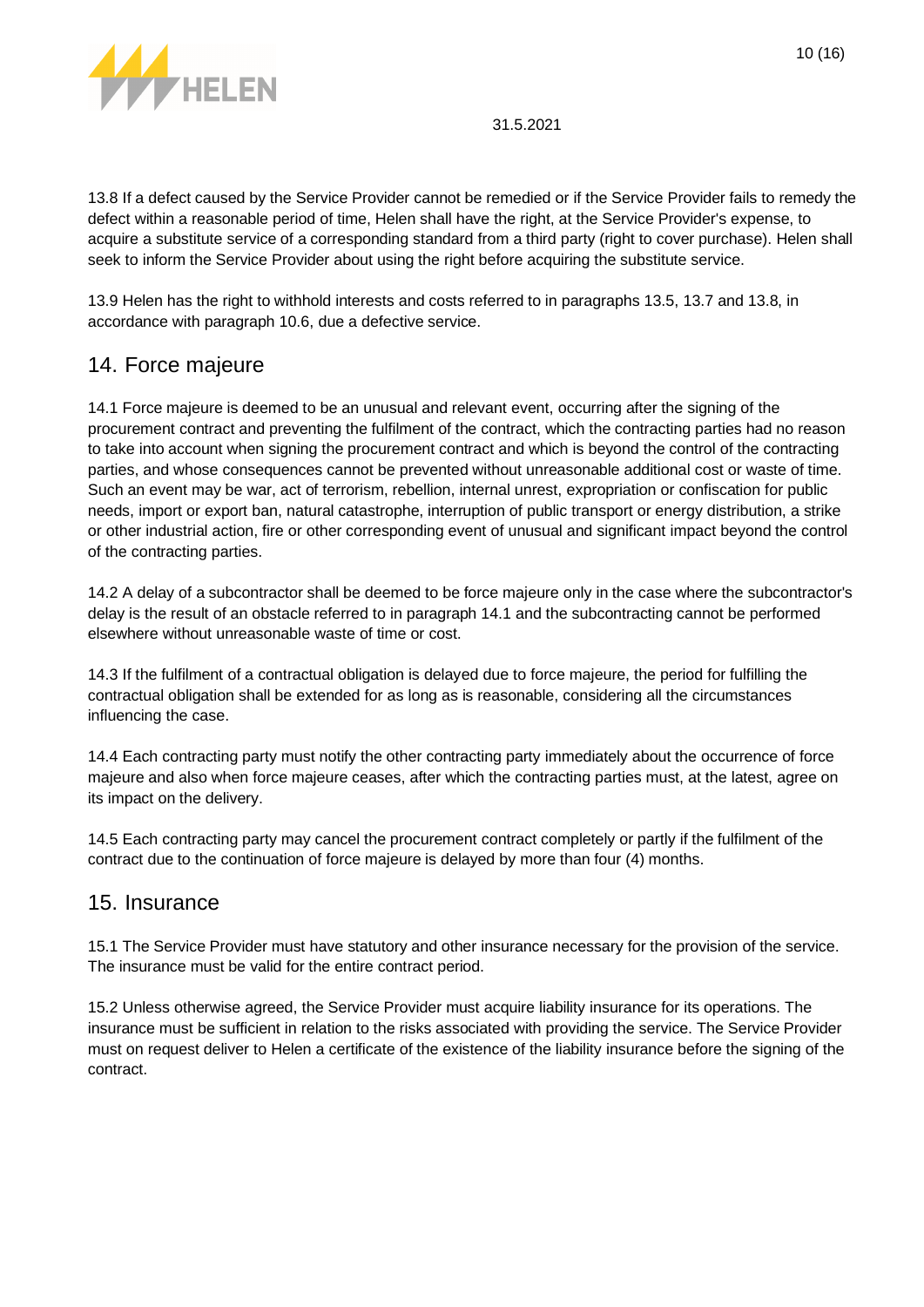13.8 If a defect caused by the Service Provider cannot be remedied or if the Service Provider fails to remedy the defect within a reasonable period of time, Helen shall have the right, at the Service Provider's expense, to acquire a substitute service of a corresponding standard from a third party (right to cover purchase). Helen shall seek to inform the Service Provider about using the right before acquiring the substitute service.

13.9 Helen has the right to withhold interests and costs referred to in paragraphs 13.5, 13.7 and 13.8, in accordance with paragraph 10.6, due a defective service.

## 14. Force majeure

14.1 Force majeure is deemed to be an unusual and relevant event, occurring after the signing of the procurement contract and preventing the fulfilment of the contract, which the contracting parties had no reason to take into account when signing the procurement contract and which is beyond the control of the contracting parties, and whose consequences cannot be prevented without unreasonable additional cost or waste of time. Such an event may be war, act of terrorism, rebellion, internal unrest, expropriation or confiscation for public needs, import or export ban, natural catastrophe, interruption of public transport or energy distribution, a strike or other industrial action, fire or other corresponding event of unusual and significant impact beyond the control of the contracting parties.

14.2 A delay of a subcontractor shall be deemed to be force majeure only in the case where the subcontractor's delay is the result of an obstacle referred to in paragraph 14.1 and the subcontracting cannot be performed elsewhere without unreasonable waste of time or cost.

14.3 If the fulfilment of a contractual obligation is delayed due to force majeure, the period for fulfilling the contractual obligation shall be extended for as long as is reasonable, considering all the circumstances influencing the case.

14.4 Each contracting party must notify the other contracting party immediately about the occurrence of force majeure and also when force majeure ceases, after which the contracting parties must, at the latest, agree on its impact on the delivery.

14.5 Each contracting party may cancel the procurement contract completely or partly if the fulfilment of the contract due to the continuation of force majeure is delayed by more than four (4) months.

## 15. Insurance

15.1 The Service Provider must have statutory and other insurance necessary for the provision of the service. The insurance must be valid for the entire contract period.

15.2 Unless otherwise agreed, the Service Provider must acquire liability insurance for its operations. The insurance must be sufficient in relation to the risks associated with providing the service. The Service Provider must on request deliver to Helen a certificate of the existence of the liability insurance before the signing of the contract.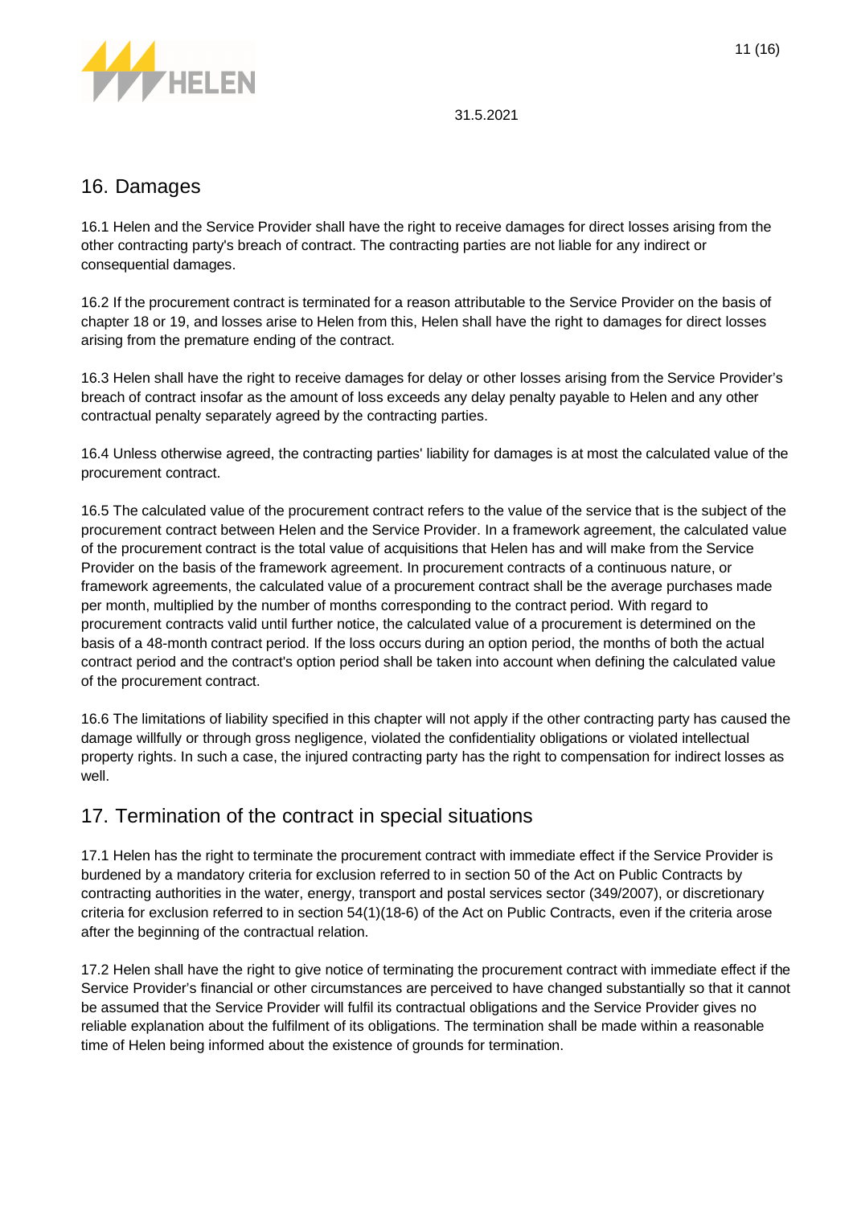## 16. Damages

16.1 Helen and the Service Provider shall have the right to receive damages for direct losses arising from the other contracting party's breach of contract. The contracting parties are not liable for any indirect or consequential damages.

16.2 If the procurement contract is terminated for a reason attributable to the Service Provider on the basis of chapter 18 or 19, and losses arise to Helen from this, Helen shall have the right to damages for direct losses arising from the premature ending of the contract.

16.3 Helen shall have the right to receive damages for delay or other losses arising from the Service Provider's breach of contract insofar as the amount of loss exceeds any delay penalty payable to Helen and any other contractual penalty separately agreed by the contracting parties.

16.4 Unless otherwise agreed, the contracting parties' liability for damages is at most the calculated value of the procurement contract.

16.5 The calculated value of the procurement contract refers to the value of the service that is the subject of the procurement contract between Helen and the Service Provider. In a framework agreement, the calculated value of the procurement contract is the total value of acquisitions that Helen has and will make from the Service Provider on the basis of the framework agreement. In procurement contracts of a continuous nature, or framework agreements, the calculated value of a procurement contract shall be the average purchases made per month, multiplied by the number of months corresponding to the contract period. With regard to procurement contracts valid until further notice, the calculated value of a procurement is determined on the basis of a 48-month contract period. If the loss occurs during an option period, the months of both the actual contract period and the contract's option period shall be taken into account when defining the calculated value of the procurement contract.

16.6 The limitations of liability specified in this chapter will not apply if the other contracting party has caused the damage willfully or through gross negligence, violated the confidentiality obligations or violated intellectual property rights. In such a case, the injured contracting party has the right to compensation for indirect losses as well.

## 17. Termination of the contract in special situations

17.1 Helen has the right to terminate the procurement contract with immediate effect if the Service Provider is burdened by a mandatory criteria for exclusion referred to in section 50 of the Act on Public Contracts by contracting authorities in the water, energy, transport and postal services sector (349/2007), or discretionary criteria for exclusion referred to in section 54(1)(18-6) of the Act on Public Contracts, even if the criteria arose after the beginning of the contractual relation.

17.2 Helen shall have the right to give notice of terminating the procurement contract with immediate effect if the Service Provider's financial or other circumstances are perceived to have changed substantially so that it cannot be assumed that the Service Provider will fulfil its contractual obligations and the Service Provider gives no reliable explanation about the fulfilment of its obligations. The termination shall be made within a reasonable time of Helen being informed about the existence of grounds for termination.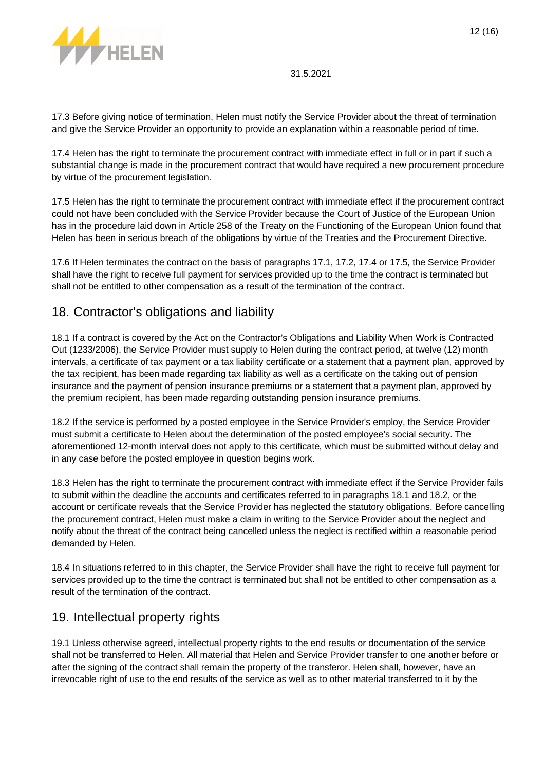17.3 Before giving notice of termination, Helen must notify the Service Provider about the threat of termination and give the Service Provider an opportunity to provide an explanation within a reasonable period of time.

17.4 Helen has the right to terminate the procurement contract with immediate effect in full or in part if such a substantial change is made in the procurement contract that would have required a new procurement procedure by virtue of the procurement legislation.

17.5 Helen has the right to terminate the procurement contract with immediate effect if the procurement contract could not have been concluded with the Service Provider because the Court of Justice of the European Union has in the procedure laid down in Article 258 of the Treaty on the Functioning of the European Union found that Helen has been in serious breach of the obligations by virtue of the Treaties and the Procurement Directive.

17.6 If Helen terminates the contract on the basis of paragraphs 17.1, 17.2, 17.4 or 17.5, the Service Provider shall have the right to receive full payment for services provided up to the time the contract is terminated but shall not be entitled to other compensation as a result of the termination of the contract.

## 18. Contractor's obligations and liability

18.1 If a contract is covered by the Act on the Contractor's Obligations and Liability When Work is Contracted Out (1233/2006), the Service Provider must supply to Helen during the contract period, at twelve (12) month intervals, a certificate of tax payment or a tax liability certificate or a statement that a payment plan, approved by the tax recipient, has been made regarding tax liability as well as a certificate on the taking out of pension insurance and the payment of pension insurance premiums or a statement that a payment plan, approved by the premium recipient, has been made regarding outstanding pension insurance premiums.

18.2 If the service is performed by a posted employee in the Service Provider's employ, the Service Provider must submit a certificate to Helen about the determination of the posted employee's social security. The aforementioned 12-month interval does not apply to this certificate, which must be submitted without delay and in any case before the posted employee in question begins work.

18.3 Helen has the right to terminate the procurement contract with immediate effect if the Service Provider fails to submit within the deadline the accounts and certificates referred to in paragraphs 18.1 and 18.2, or the account or certificate reveals that the Service Provider has neglected the statutory obligations. Before cancelling the procurement contract, Helen must make a claim in writing to the Service Provider about the neglect and notify about the threat of the contract being cancelled unless the neglect is rectified within a reasonable period demanded by Helen.

18.4 In situations referred to in this chapter, the Service Provider shall have the right to receive full payment for services provided up to the time the contract is terminated but shall not be entitled to other compensation as a result of the termination of the contract.

## 19. Intellectual property rights

19.1 Unless otherwise agreed, intellectual property rights to the end results or documentation of the service shall not be transferred to Helen. All material that Helen and Service Provider transfer to one another before or after the signing of the contract shall remain the property of the transferor. Helen shall, however, have an irrevocable right of use to the end results of the service as well as to other material transferred to it by the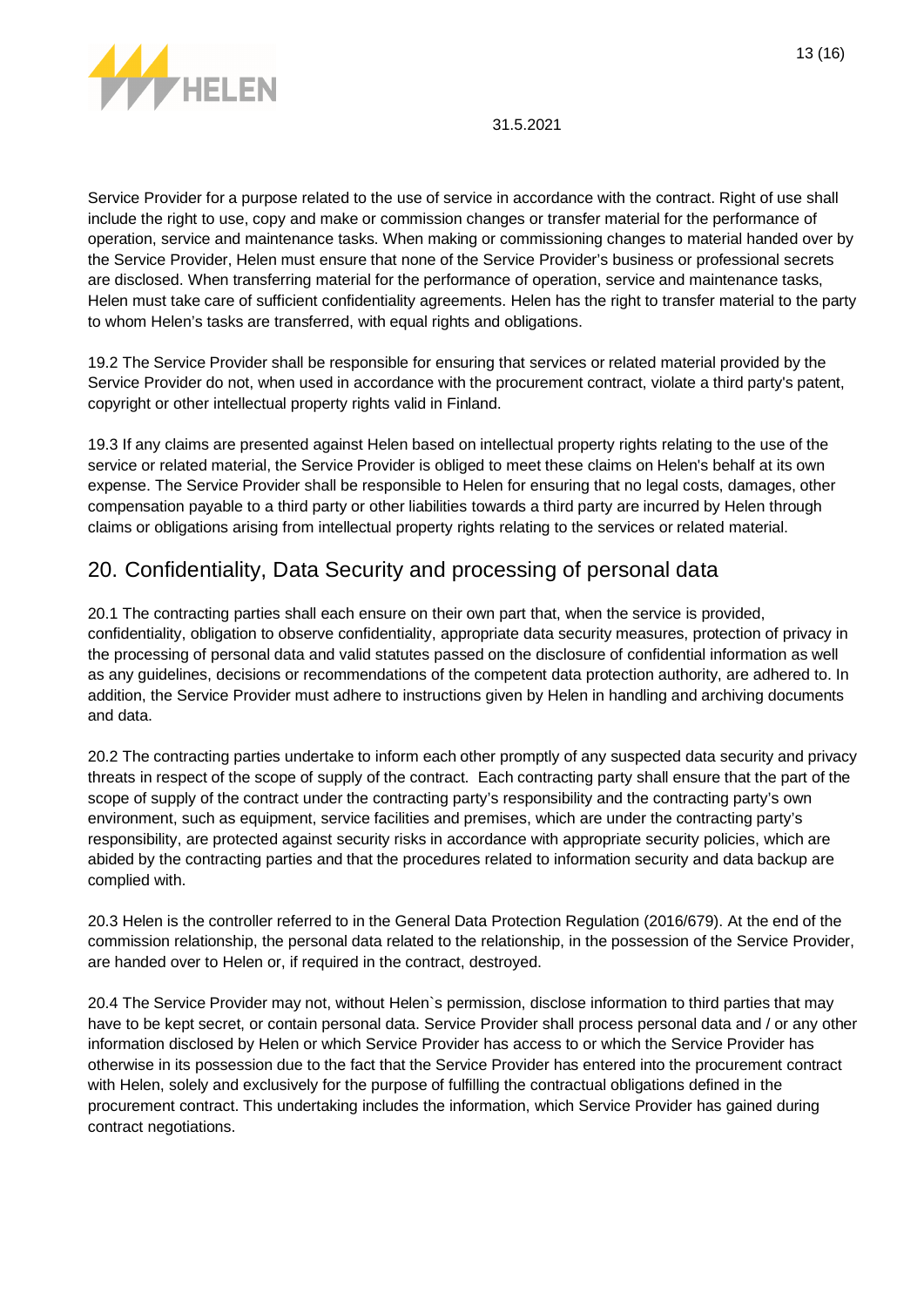Service Provider for a purpose related to the use of service in accordance with the contract. Right of use shall include the right to use, copy and make or commission changes or transfer material for the performance of operation, service and maintenance tasks. When making or commissioning changes to material handed over by the Service Provider, Helen must ensure that none of the Service Provider's business or professional secrets are disclosed. When transferring material for the performance of operation, service and maintenance tasks, Helen must take care of sufficient confidentiality agreements. Helen has the right to transfer material to the party to whom Helen's tasks are transferred, with equal rights and obligations.

19.2 The Service Provider shall be responsible for ensuring that services or related material provided by the Service Provider do not, when used in accordance with the procurement contract, violate a third party's patent, copyright or other intellectual property rights valid in Finland.

19.3 If any claims are presented against Helen based on intellectual property rights relating to the use of the service or related material, the Service Provider is obliged to meet these claims on Helen's behalf at its own expense. The Service Provider shall be responsible to Helen for ensuring that no legal costs, damages, other compensation payable to a third party or other liabilities towards a third party are incurred by Helen through claims or obligations arising from intellectual property rights relating to the services or related material.

## 20. Confidentiality, Data Security and processing of personal data

20.1 The contracting parties shall each ensure on their own part that, when the service is provided, confidentiality, obligation to observe confidentiality, appropriate data security measures, protection of privacy in the processing of personal data and valid statutes passed on the disclosure of confidential information as well as any guidelines, decisions or recommendations of the competent data protection authority, are adhered to. In addition, the Service Provider must adhere to instructions given by Helen in handling and archiving documents and data.

20.2 The contracting parties undertake to inform each other promptly of any suspected data security and privacy threats in respect of the scope of supply of the contract. Each contracting party shall ensure that the part of the scope of supply of the contract under the contracting party's responsibility and the contracting party's own environment, such as equipment, service facilities and premises, which are under the contracting party's responsibility, are protected against security risks in accordance with appropriate security policies, which are abided by the contracting parties and that the procedures related to information security and data backup are complied with.

20.3 Helen is the controller referred to in the General Data Protection Regulation (2016/679). At the end of the commission relationship, the personal data related to the relationship, in the possession of the Service Provider, are handed over to Helen or, if required in the contract, destroyed.

20.4 The Service Provider may not, without Helen`s permission, disclose information to third parties that may have to be kept secret, or contain personal data. Service Provider shall process personal data and / or any other information disclosed by Helen or which Service Provider has access to or which the Service Provider has otherwise in its possession due to the fact that the Service Provider has entered into the procurement contract with Helen, solely and exclusively for the purpose of fulfilling the contractual obligations defined in the procurement contract. This undertaking includes the information, which Service Provider has gained during contract negotiations.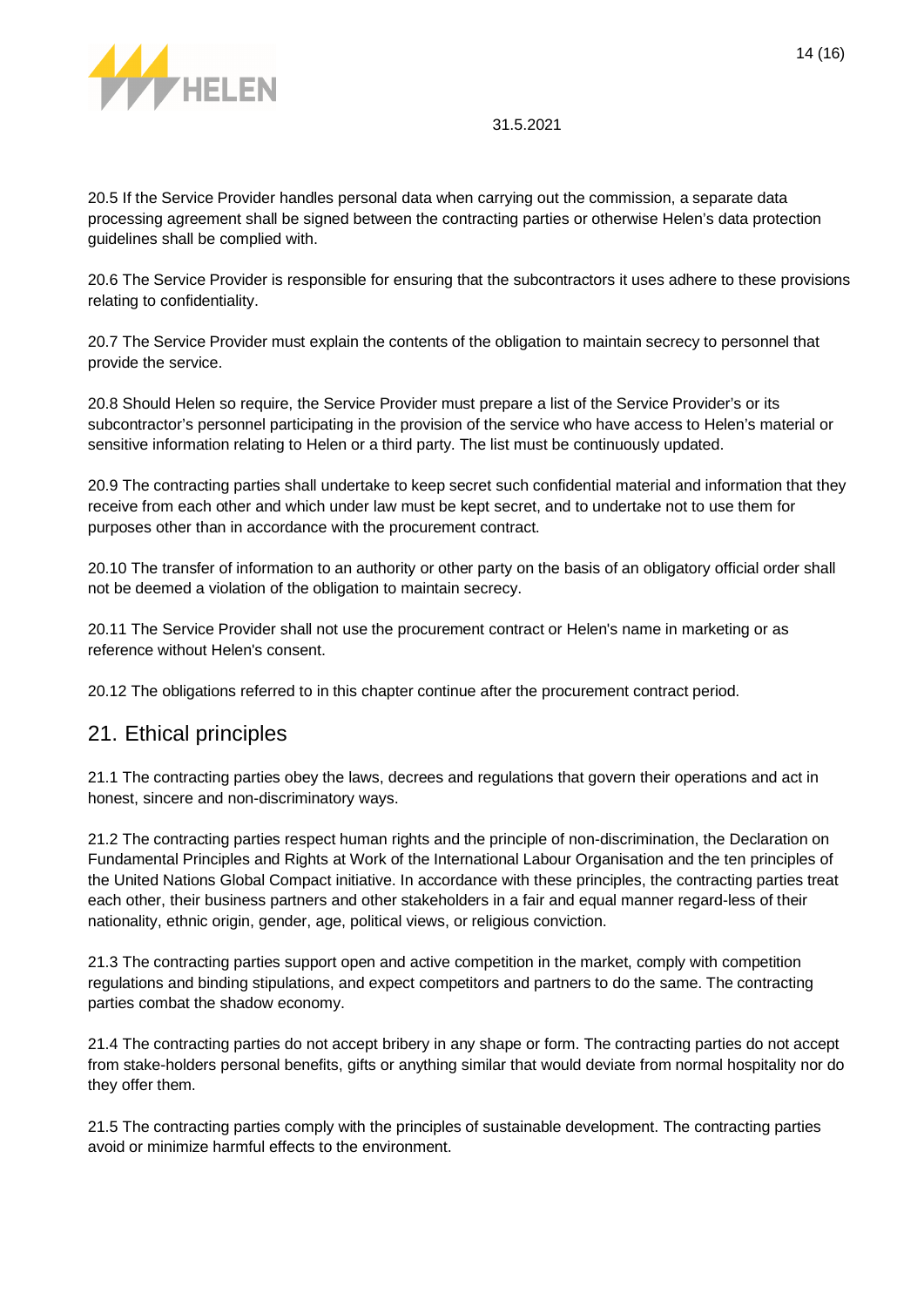20.5 If the Service Provider handles personal data when carrying out the commission, a separate data processing agreement shall be signed between the contracting parties or otherwise Helen's data protection guidelines shall be complied with.

20.6 The Service Provider is responsible for ensuring that the subcontractors it uses adhere to these provisions relating to confidentiality.

20.7 The Service Provider must explain the contents of the obligation to maintain secrecy to personnel that provide the service.

20.8 Should Helen so require, the Service Provider must prepare a list of the Service Provider's or its subcontractor's personnel participating in the provision of the service who have access to Helen's material or sensitive information relating to Helen or a third party. The list must be continuously updated.

20.9 The contracting parties shall undertake to keep secret such confidential material and information that they receive from each other and which under law must be kept secret, and to undertake not to use them for purposes other than in accordance with the procurement contract.

20.10 The transfer of information to an authority or other party on the basis of an obligatory official order shall not be deemed a violation of the obligation to maintain secrecy.

20.11 The Service Provider shall not use the procurement contract or Helen's name in marketing or as reference without Helen's consent.

20.12 The obligations referred to in this chapter continue after the procurement contract period.

## 21. Ethical principles

21.1 The contracting parties obey the laws, decrees and regulations that govern their operations and act in honest, sincere and non-discriminatory ways.

21.2 The contracting parties respect human rights and the principle of non-discrimination, the Declaration on Fundamental Principles and Rights at Work of the International Labour Organisation and the ten principles of the United Nations Global Compact initiative. In accordance with these principles, the contracting parties treat each other, their business partners and other stakeholders in a fair and equal manner regard-less of their nationality, ethnic origin, gender, age, political views, or religious conviction.

21.3 The contracting parties support open and active competition in the market, comply with competition regulations and binding stipulations, and expect competitors and partners to do the same. The contracting parties combat the shadow economy.

21.4 The contracting parties do not accept bribery in any shape or form. The contracting parties do not accept from stake-holders personal benefits, gifts or anything similar that would deviate from normal hospitality nor do they offer them.

21.5 The contracting parties comply with the principles of sustainable development. The contracting parties avoid or minimize harmful effects to the environment.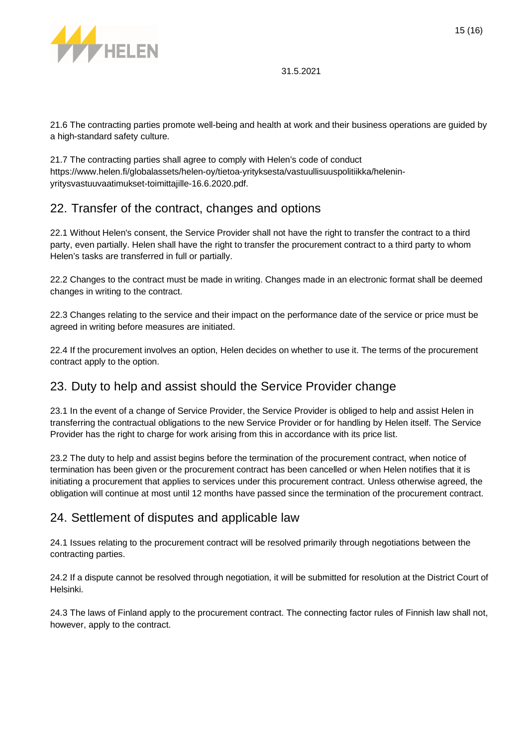21.6 The contracting parties promote well-being and health at work and their business operations are guided by a high-standard safety culture.

21.7 The contracting parties shall agree to comply with Helen's code of conduct https://www.helen.fi/globalassets/helen-oy/tietoa-yrityksesta/vastuullisuuspolitiikka/helenin-yritysvastuuvaatimukset-toimittajille-16.6.2020.pdf.

## 22. Transfer of the contract, changes and options

22.1 Without Helen's consent, the Service Provider shall not have the right to transfer the contract to a third party, even partially. Helen shall have the right to transfer the procurement contract to a third party to whom Helen's tasks are transferred in full or partially.

22.2 Changes to the contract must be made in writing. Changes made in an electronic format shall be deemed changes in writing to the contract.

22.3 Changes relating to the service and their impact on the performance date of the service or price must be agreed in writing before measures are initiated.

22.4 If the procurement involves an option, Helen decides on whether to use it. The terms of the procurement contract apply to the option.

## 23. Duty to help and assist should the Service Provider change

23.1 In the event of a change of Service Provider, the Service Provider is obliged to help and assist Helen in transferring the contractual obligations to the new Service Provider or for handling by Helen itself. The Service Provider has the right to charge for work arising from this in accordance with its price list.

23.2 The duty to help and assist begins before the termination of the procurement contract, when notice of termination has been given or the procurement contract has been cancelled or when Helen notifies that it is initiating a procurement that applies to services under this procurement contract. Unless otherwise agreed, the obligation will continue at most until 12 months have passed since the termination of the procurement contract.

## 24. Settlement of disputes and applicable law

24.1 Issues relating to the procurement contract will be resolved primarily through negotiations between the contracting parties.

24.2 If a dispute cannot be resolved through negotiation, it will be submitted for resolution at the District Court of Helsinki.

24.3 The laws of Finland apply to the procurement contract. The connecting factor rules of Finnish law shall not, however, apply to the contract.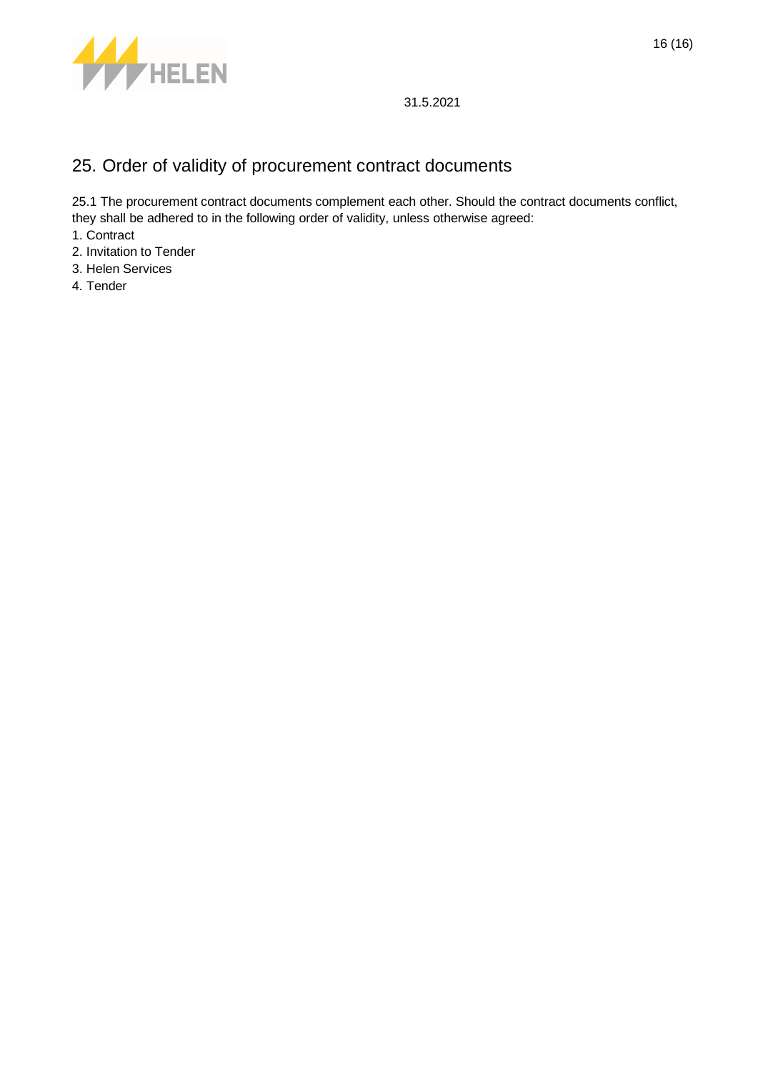31.5.2021

## 25. Order of validity of procurement contract documents

25.1 The procurement contract documents complement each other. Should the contract documents conflict, they shall be adhered to in the following order of validity, unless otherwise agreed:

1. Contract
2. Invitation to Tender
3. Helen Services
4. Tender